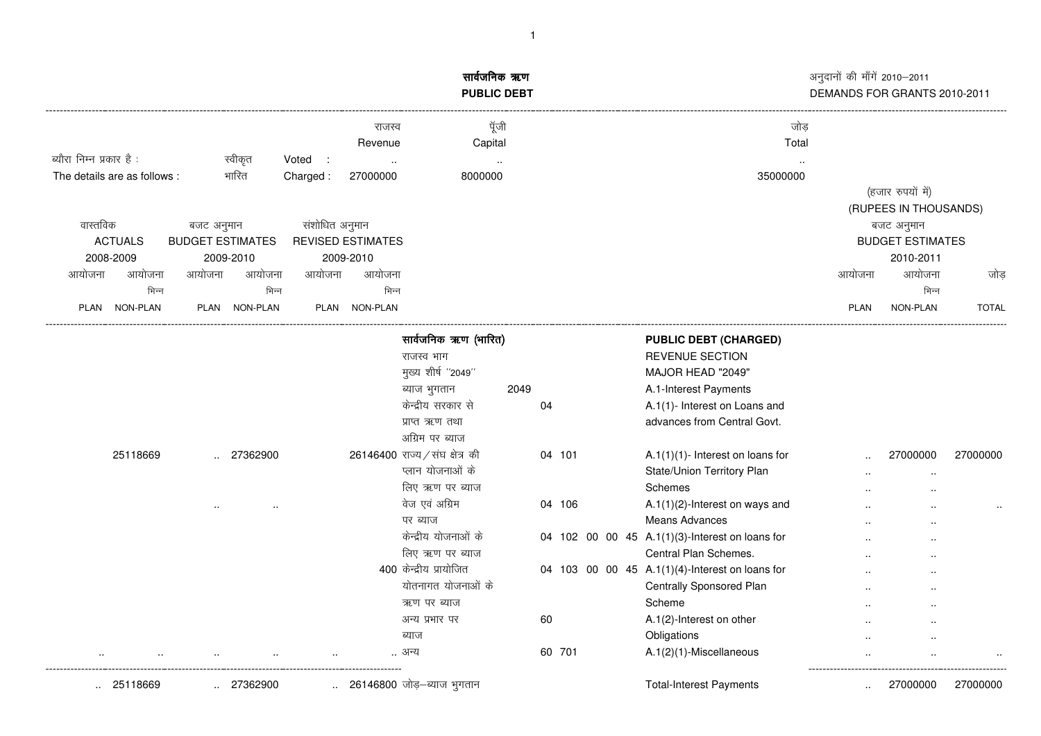# सार्वजनिक ऋण
# PUBLIC DEBT

अनुदानों की माँगें 2010–2011
DEMANDS FOR GRANTS 2010-2011

| ब्यौरा निम्न प्रकार है : The details are as follows : | | राजस्व Revenue | पूँजी Capital | जोड़ Total |
|---|---|---|---|---|
| स्वीकृत | Voted : | .. | .. | .. |
| भारित | Charged : | 27000000 | 8000000 | 35000000 |

(हजार रुपयों में)
(RUPEES IN THOUSANDS)

| वास्तविक ACTUALS 2008-2009 आयोजना PLAN | आयोजना भिन्न NON-PLAN | बजट अनुमान BUDGET ESTIMATES 2009-2010 आयोजना PLAN | आयोजना भिन्न NON-PLAN | संशोधित अनुमान REVISED ESTIMATES 2009-2010 आयोजना PLAN | आयोजना भिन्न NON-PLAN | | | | बजट अनुमान BUDGET ESTIMATES 2010-2011 आयोजना PLAN | आयोजना भिन्न NON-PLAN | जोड़ TOTAL |
|---|---|---|---|---|---|---|---|---|---|---|---|
| | | | | | | सार्वजनिक ऋण (भारित) | | PUBLIC DEBT (CHARGED) | | | |
| | | | | | | राजस्व भाग | | REVENUE SECTION | | | |
| | | | | | | मुख्य शीर्ष "2049" | | MAJOR HEAD "2049" | | | |
| | | | | | | ब्याज भुगतान | 2049 | A.1-Interest Payments | | | |
| | | | | | | केन्द्रीय सरकार से प्राप्त ऋण तथा अग्रिम पर ब्याज | 04 | A.1(1)- Interest on Loans and advances from Central Govt. | | | |
| | 25118669 | .. | 27362900 | | 26146400 | राज्य / संघ क्षेत्र की प्लान योजनाओं के लिए ऋण पर ब्याज | 04 101 | A.1(1)(1)- Interest on loans for State/Union Territory Plan Schemes | .. | 27000000 | 27000000 |
| | | .. | .. | | | वेज एवं अग्रिम पर ब्याज | 04 106 | A.1(1)(2)-Interest on ways and Means Advances | .. | .. | .. |
| | | | | | | केन्द्रीय योजनाओं के लिए ऋण पर ब्याज | 04 102 00 00 45 | A.1(1)(3)-Interest on loans for Central Plan Schemes. | .. | .. | |
| | | | | | 400 | केन्द्रीय प्रायोजित योतनागत योजनाओं के ऋण पर ब्याज | 04 103 00 00 45 | A.1(1)(4)-Interest on loans for Centrally Sponsored Plan Scheme | .. | .. | |
| | | | | | | अन्य प्रभार पर ब्याज | 60 | A.1(2)-Interest on other Obligations | .. | .. | |
| .. | .. | .. | .. | .. | .. | अन्य | 60 701 | A.1(2)(1)-Miscellaneous | .. | .. | .. |
| .. | 25118669 | .. | 27362900 | .. | 26146800 | जोड़–ब्याज भुगतान | | Total-Interest Payments | .. | 27000000 | 27000000 |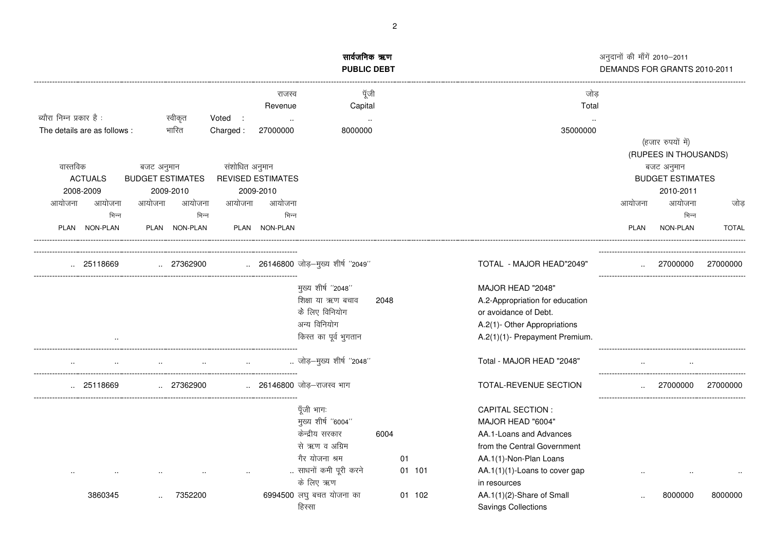# सार्वजनिक ऋण
# PUBLIC DEBT

अनुदानों की माँगें 2010–2011
DEMANDS FOR GRANTS 2010-2011

| | | | राजस्व Revenue | पूँजी Capital | जोड़ Total |
|---|---|---|---|---|---|
| ब्यौरा निम्न प्रकार है : The details are as follows : | स्वीकृत | Voted : | .. | .. | .. |
| | भारित | Charged : | 27000000 | 8000000 | 35000000 |

(हजार रुपयों में)
(RUPEES IN THOUSANDS)

| वास्तविक ACTUALS 2008-2009 | | बजट अनुमान BUDGET ESTIMATES 2009-2010 | | संशोधित अनुमान REVISED ESTIMATES 2009-2010 | | | | | | बजट अनुमान BUDGET ESTIMATES 2010-2011 | | |
|---|---|---|---|---|---|---|---|---|---|---|---|---|
| आयोजना PLAN | आयोजना भिन्न NON-PLAN | आयोजना PLAN | आयोजना भिन्न NON-PLAN | आयोजना PLAN | आयोजना भिन्न NON-PLAN | | | | | आयोजना PLAN | आयोजना भिन्न NON-PLAN | जोड़ TOTAL |
| .. | 25118669 | .. | 27362900 | .. | 26146800 | जोड़–मुख्य शीर्ष ''2049'' | | | TOTAL - MAJOR HEAD"2049" | .. | 27000000 | 27000000 |
| | | | | | | मुख्य शीर्ष ''2048'' | | | MAJOR HEAD "2048" | | | |
| | | | | | | शिक्षा या ऋण बचाव के लिए विनियोग | 2048 | | A.2-Appropriation for education or avoidance of Debt. | | | |
| | | | | | | अन्य विनियोग | | | A.2(1)- Other Appropriations | | | |
| | .. | | | | | किस्त का पूर्व भुगतान | | | A.2(1)(1)- Prepayment Premium. | | | |
| .. | .. | .. | .. | .. | .. | जोड़–मुख्य शीर्ष ''2048'' | | | Total - MAJOR HEAD "2048" | .. | .. | |
| .. | 25118669 | .. | 27362900 | .. | 26146800 | जोड़–राजस्व भाग | | | TOTAL-REVENUE SECTION | .. | 27000000 | 27000000 |
| | | | | | | पूँजी भागः | | | CAPITAL SECTION : | | | |
| | | | | | | मुख्य शीर्ष ''6004'' | | | MAJOR HEAD "6004" | | | |
| | | | | | | केन्द्रीय सरकार से ऋण व अग्रिम | 6004 | | AA.1-Loans and Advances from the Central Government | | | |
| | | | | | | गैर योजना श्रम | | 01 | AA.1(1)-Non-Plan Loans | | | |
| .. | .. | .. | .. | .. | .. | साधनों कमी पूरी करने के लिए ऋण | | 01 101 | AA.1(1)(1)-Loans to cover gap in resources | .. | .. | .. |
| | 3860345 | .. | 7352200 | | 6994500 | लघु बचत योजना का हिस्सा | | 01 102 | AA.1(1)(2)-Share of Small Savings Collections | .. | 8000000 | 8000000 |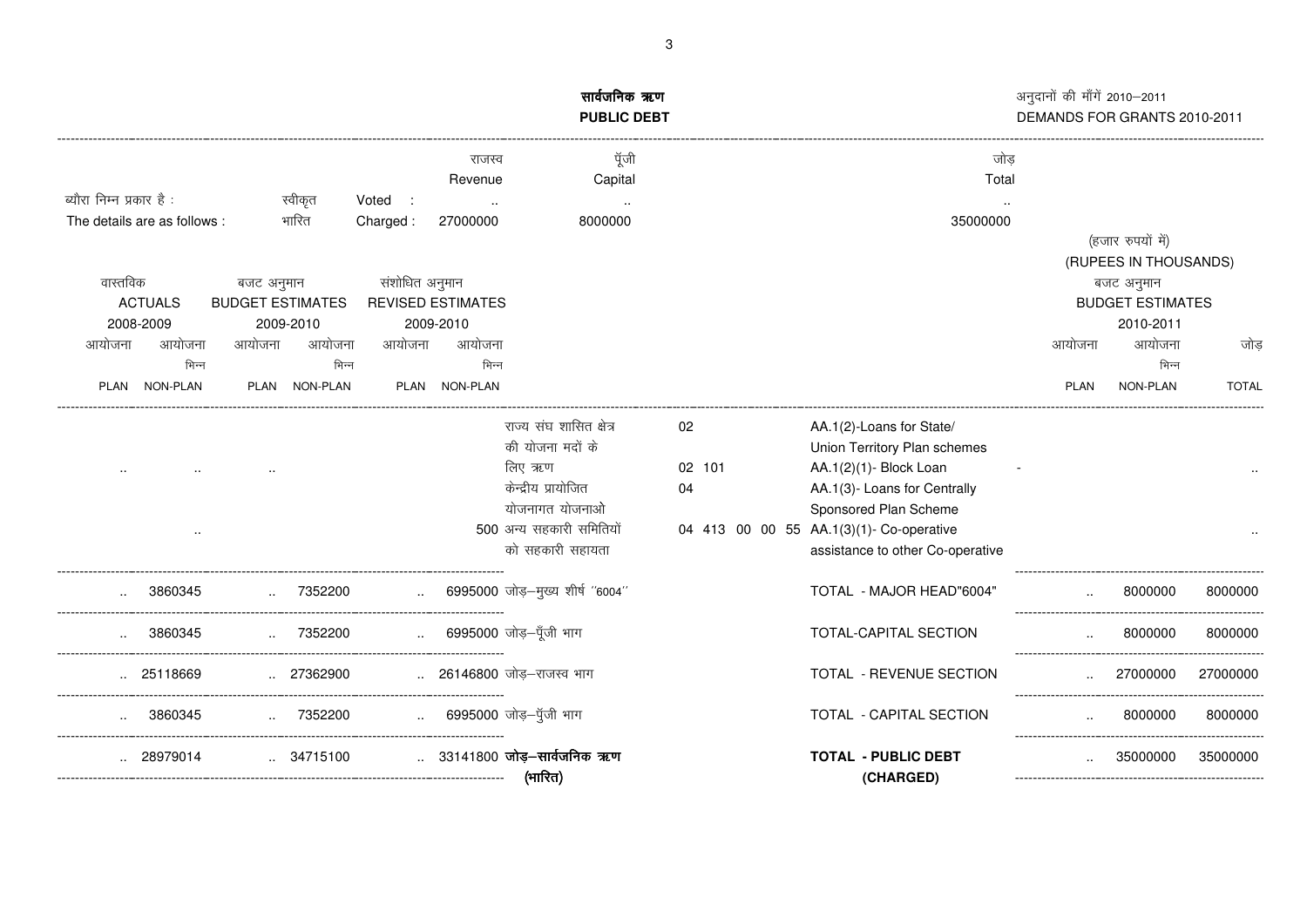# सार्वजनिक ऋण
# PUBLIC DEBT

अनुदानों की माँगें 2010–2011
DEMANDS FOR GRANTS 2010-2011

| | | | राजस्व Revenue | पूँजी Capital | जोड़ Total |
|---|---|---|---|---|---|
| ब्यौरा निम्न प्रकार है : The details are as follows : | स्वीकृत | Voted : | .. | .. | .. |
| | भारित | Charged : | 27000000 | 8000000 | 35000000 |

(हजार रुपयों में)
(RUPEES IN THOUSANDS)

| वास्तविक ACTUALS 2008-2009 आयोजना PLAN | वास्तविक ACTUALS 2008-2009 आयोजना भिन्न NON-PLAN | बजट अनुमान BUDGET ESTIMATES 2009-2010 आयोजना PLAN | बजट अनुमान BUDGET ESTIMATES 2009-2010 आयोजना भिन्न NON-PLAN | संशोधित अनुमान REVISED ESTIMATES 2009-2010 आयोजना PLAN | संशोधित अनुमान REVISED ESTIMATES 2009-2010 आयोजना भिन्न NON-PLAN | | | | बजट अनुमान BUDGET ESTIMATES 2010-2011 आयोजना PLAN | बजट अनुमान BUDGET ESTIMATES 2010-2011 आयोजना भिन्न NON-PLAN | जोड़ TOTAL |
|---|---|---|---|---|---|---|---|---|---|---|---|
| | | | | | | राज्य संघ शासित क्षेत्र की योजना मदों के लिए ऋण | 02 | AA.1(2)-Loans for State/ Union Territory Plan schemes | | | |
| .. | .. | .. | | | | | 02 101 | AA.1(2)(1)- Block Loan | | - | .. |
| | | | | | | केन्द्रीय प्रायोजित योजनागत योजनाओ | 04 | AA.1(3)- Loans for Centrally Sponsored Plan Scheme | | | |
| | .. | | | | 500 | अन्य सहकारी समितियों को सहकारी सहायता | 04 413 00 00 55 | AA.1(3)(1)- Co-operative assistance to other Co-operative | | | .. |
| .. | 3860345 | .. | 7352200 | .. | 6995000 | जोड़–मुख्य शीर्ष ''6004'' | | TOTAL - MAJOR HEAD"6004" | .. | 8000000 | 8000000 |
| .. | 3860345 | .. | 7352200 | .. | 6995000 | जोड़–पूँजी भाग | | TOTAL-CAPITAL SECTION | .. | 8000000 | 8000000 |
| .. | 25118669 | .. | 27362900 | .. | 26146800 | जोड़–राजस्व भाग | | TOTAL - REVENUE SECTION | .. | 27000000 | 27000000 |
| .. | 3860345 | .. | 7352200 | .. | 6995000 | जोड़–पुँजी भाग | | TOTAL - CAPITAL SECTION | .. | 8000000 | 8000000 |
| .. | 28979014 | .. | 34715100 | .. | 33141800 | **जोड़–सार्वजनिक ऋण (भारित)** | | **TOTAL - PUBLIC DEBT (CHARGED)** | .. | 35000000 | 35000000 |